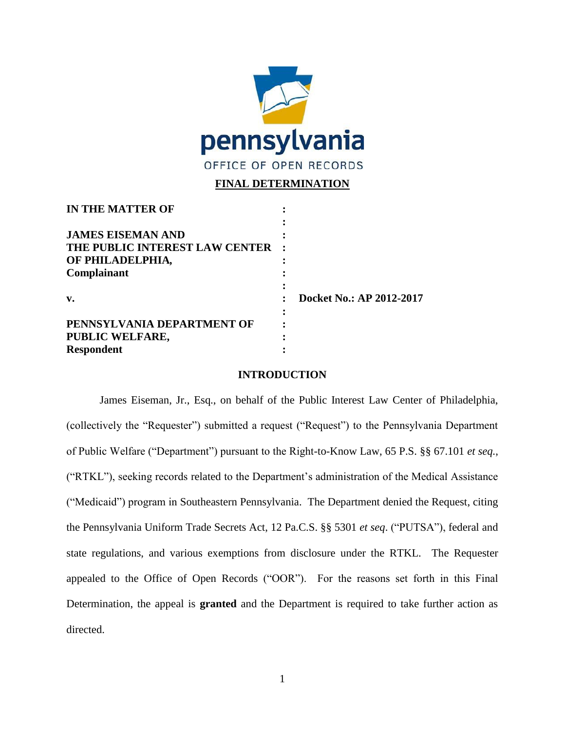pennsylvania

OFFICE OF OPEN RECORDS

# FINAL DETERMINATION

| | | |
|---|---|---|
| **IN THE MATTER OF** | : | |
| | : | |
| **JAMES EISEMAN AND** | : | |
| **THE PUBLIC INTEREST LAW CENTER** | : | |
| **OF PHILADELPHIA,** | : | |
| **Complainant** | : | |
| | : | |
| **v.** | : | **Docket No.: AP 2012-2017** |
| | : | |
| **PENNSYLVANIA DEPARTMENT OF** | : | |
| **PUBLIC WELFARE,** | : | |
| **Respondent** | : | |

## INTRODUCTION

James Eiseman, Jr., Esq., on behalf of the Public Interest Law Center of Philadelphia, (collectively the "Requester") submitted a request ("Request") to the Pennsylvania Department of Public Welfare ("Department") pursuant to the Right-to-Know Law, 65 P.S. §§ 67.101 *et seq.*, ("RTKL"), seeking records related to the Department's administration of the Medical Assistance ("Medicaid") program in Southeastern Pennsylvania. The Department denied the Request, citing the Pennsylvania Uniform Trade Secrets Act, 12 Pa.C.S. §§ 5301 *et seq*. ("PUTSA"), federal and state regulations, and various exemptions from disclosure under the RTKL. The Requester appealed to the Office of Open Records ("OOR"). For the reasons set forth in this Final Determination, the appeal is **granted** and the Department is required to take further action as directed.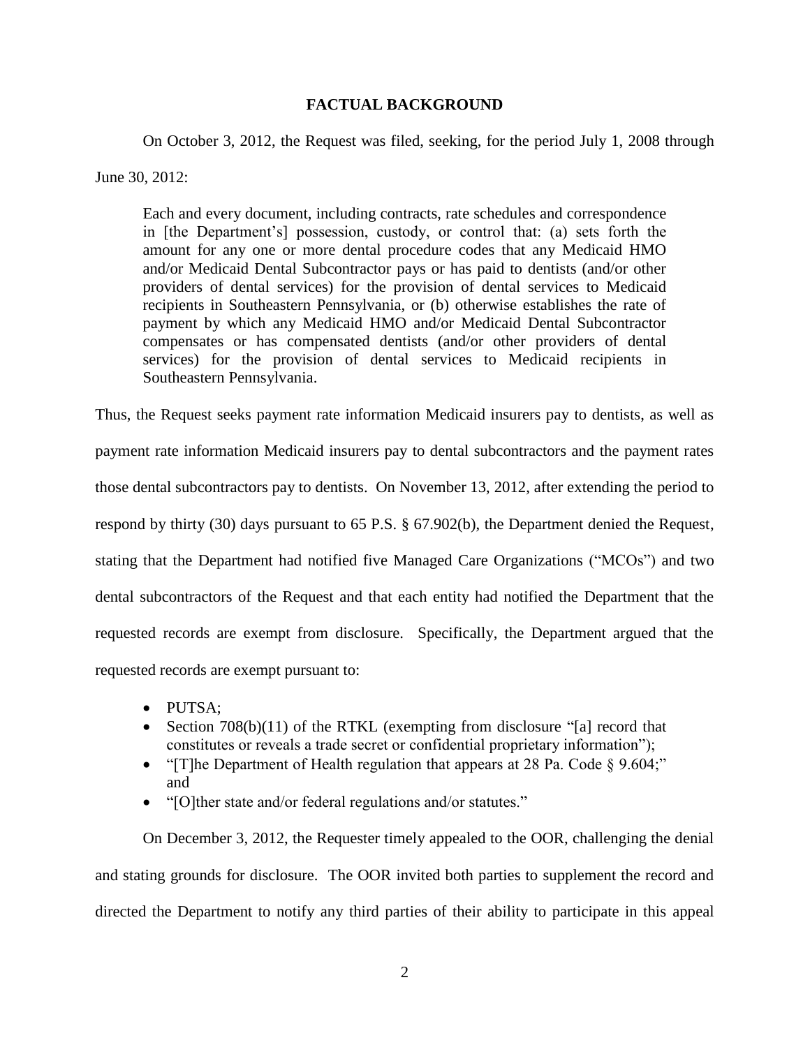## FACTUAL BACKGROUND

On October 3, 2012, the Request was filed, seeking, for the period July 1, 2008 through June 30, 2012:

> Each and every document, including contracts, rate schedules and correspondence in [the Department's] possession, custody, or control that: (a) sets forth the amount for any one or more dental procedure codes that any Medicaid HMO and/or Medicaid Dental Subcontractor pays or has paid to dentists (and/or other providers of dental services) for the provision of dental services to Medicaid recipients in Southeastern Pennsylvania, or (b) otherwise establishes the rate of payment by which any Medicaid HMO and/or Medicaid Dental Subcontractor compensates or has compensated dentists (and/or other providers of dental services) for the provision of dental services to Medicaid recipients in Southeastern Pennsylvania.

Thus, the Request seeks payment rate information Medicaid insurers pay to dentists, as well as payment rate information Medicaid insurers pay to dental subcontractors and the payment rates those dental subcontractors pay to dentists. On November 13, 2012, after extending the period to respond by thirty (30) days pursuant to 65 P.S. § 67.902(b), the Department denied the Request, stating that the Department had notified five Managed Care Organizations ("MCOs") and two dental subcontractors of the Request and that each entity had notified the Department that the requested records are exempt from disclosure. Specifically, the Department argued that the requested records are exempt pursuant to:

- PUTSA;
- Section 708(b)(11) of the RTKL (exempting from disclosure "[a] record that constitutes or reveals a trade secret or confidential proprietary information");
- "[T]he Department of Health regulation that appears at 28 Pa. Code § 9.604;" and
- "[O]ther state and/or federal regulations and/or statutes."

On December 3, 2012, the Requester timely appealed to the OOR, challenging the denial and stating grounds for disclosure. The OOR invited both parties to supplement the record and directed the Department to notify any third parties of their ability to participate in this appeal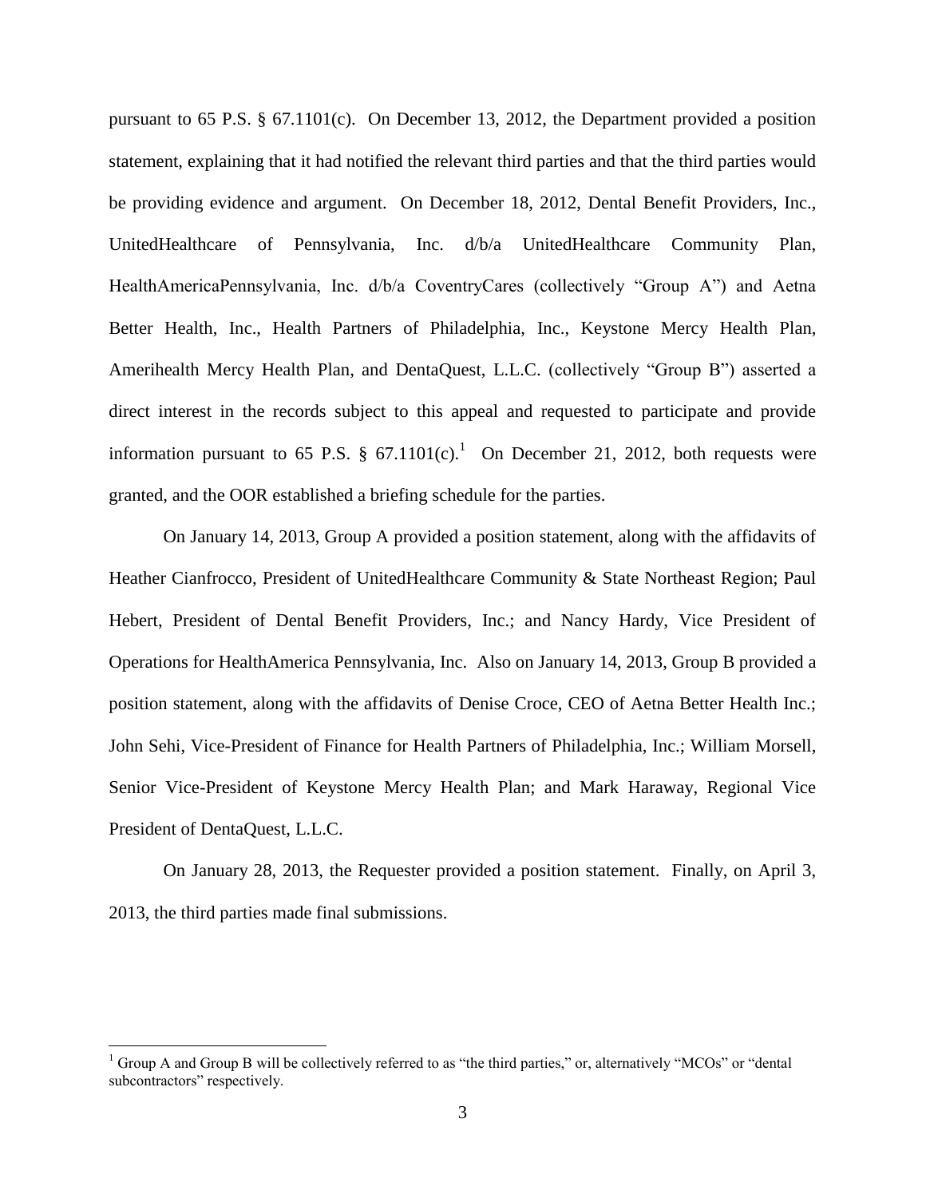pursuant to 65 P.S. § 67.1101(c). On December 13, 2012, the Department provided a position statement, explaining that it had notified the relevant third parties and that the third parties would be providing evidence and argument. On December 18, 2012, Dental Benefit Providers, Inc., UnitedHealthcare of Pennsylvania, Inc. d/b/a UnitedHealthcare Community Plan, HealthAmericaPennsylvania, Inc. d/b/a CoventryCares (collectively "Group A") and Aetna Better Health, Inc., Health Partners of Philadelphia, Inc., Keystone Mercy Health Plan, Amerihealth Mercy Health Plan, and DentaQuest, L.L.C. (collectively "Group B") asserted a direct interest in the records subject to this appeal and requested to participate and provide information pursuant to 65 P.S. § 67.1101(c).[1] On December 21, 2012, both requests were granted, and the OOR established a briefing schedule for the parties.

On January 14, 2013, Group A provided a position statement, along with the affidavits of Heather Cianfrocco, President of UnitedHealthcare Community & State Northeast Region; Paul Hebert, President of Dental Benefit Providers, Inc.; and Nancy Hardy, Vice President of Operations for HealthAmerica Pennsylvania, Inc. Also on January 14, 2013, Group B provided a position statement, along with the affidavits of Denise Croce, CEO of Aetna Better Health Inc.; John Sehi, Vice-President of Finance for Health Partners of Philadelphia, Inc.; William Morsell, Senior Vice-President of Keystone Mercy Health Plan; and Mark Haraway, Regional Vice President of DentaQuest, L.L.C.

On January 28, 2013, the Requester provided a position statement. Finally, on April 3, 2013, the third parties made final submissions.

[1] Group A and Group B will be collectively referred to as "the third parties," or, alternatively "MCOs" or "dental subcontractors" respectively.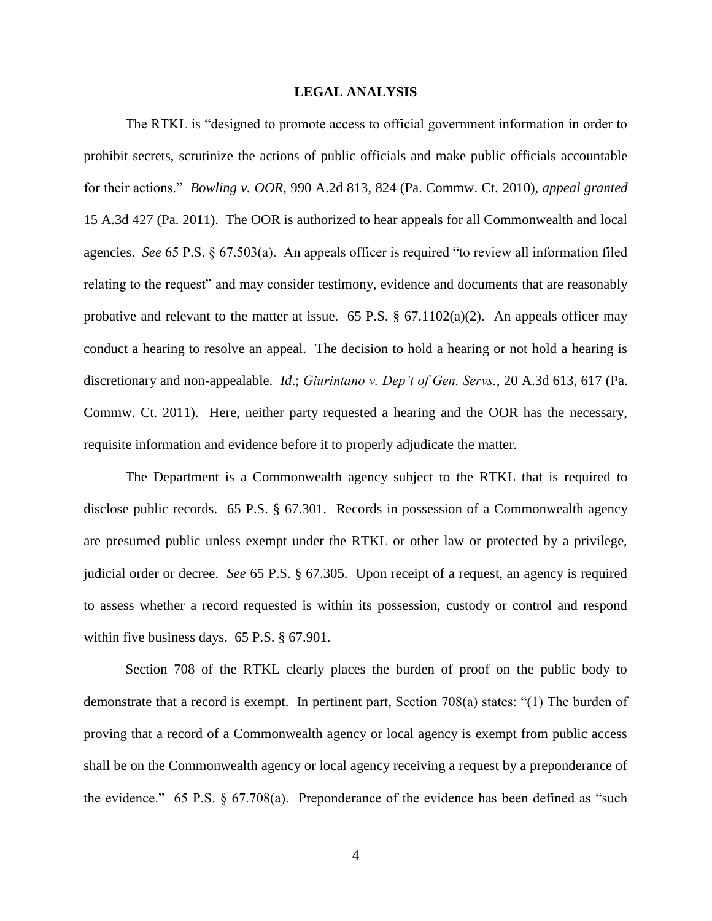**LEGAL ANALYSIS**

The RTKL is "designed to promote access to official government information in order to prohibit secrets, scrutinize the actions of public officials and make public officials accountable for their actions." *Bowling v. OOR*, 990 A.2d 813, 824 (Pa. Commw. Ct. 2010), *appeal granted* 15 A.3d 427 (Pa. 2011). The OOR is authorized to hear appeals for all Commonwealth and local agencies. *See* 65 P.S. § 67.503(a). An appeals officer is required "to review all information filed relating to the request" and may consider testimony, evidence and documents that are reasonably probative and relevant to the matter at issue. 65 P.S. § 67.1102(a)(2). An appeals officer may conduct a hearing to resolve an appeal. The decision to hold a hearing or not hold a hearing is discretionary and non-appealable. *Id*.; *Giurintano v. Dep't of Gen. Servs.*, 20 A.3d 613, 617 (Pa. Commw. Ct. 2011). Here, neither party requested a hearing and the OOR has the necessary, requisite information and evidence before it to properly adjudicate the matter.

The Department is a Commonwealth agency subject to the RTKL that is required to disclose public records. 65 P.S. § 67.301. Records in possession of a Commonwealth agency are presumed public unless exempt under the RTKL or other law or protected by a privilege, judicial order or decree. *See* 65 P.S. § 67.305. Upon receipt of a request, an agency is required to assess whether a record requested is within its possession, custody or control and respond within five business days. 65 P.S. § 67.901.

Section 708 of the RTKL clearly places the burden of proof on the public body to demonstrate that a record is exempt. In pertinent part, Section 708(a) states: "(1) The burden of proving that a record of a Commonwealth agency or local agency is exempt from public access shall be on the Commonwealth agency or local agency receiving a request by a preponderance of the evidence." 65 P.S. § 67.708(a). Preponderance of the evidence has been defined as "such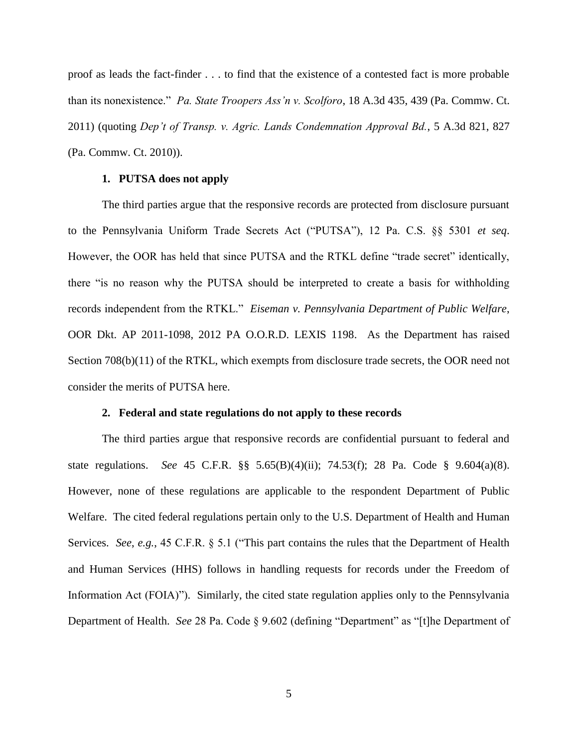proof as leads the fact-finder . . . to find that the existence of a contested fact is more probable than its nonexistence." *Pa. State Troopers Ass'n v. Scolforo*, 18 A.3d 435, 439 (Pa. Commw. Ct. 2011) (quoting *Dep't of Transp. v. Agric. Lands Condemnation Approval Bd.*, 5 A.3d 821, 827 (Pa. Commw. Ct. 2010)).

### 1. PUTSA does not apply

The third parties argue that the responsive records are protected from disclosure pursuant to the Pennsylvania Uniform Trade Secrets Act ("PUTSA"), 12 Pa. C.S. §§ 5301 *et seq*. However, the OOR has held that since PUTSA and the RTKL define "trade secret" identically, there "is no reason why the PUTSA should be interpreted to create a basis for withholding records independent from the RTKL." *Eiseman v. Pennsylvania Department of Public Welfare*, OOR Dkt. AP 2011-1098, 2012 PA O.O.R.D. LEXIS 1198. As the Department has raised Section 708(b)(11) of the RTKL, which exempts from disclosure trade secrets, the OOR need not consider the merits of PUTSA here.

### 2. Federal and state regulations do not apply to these records

The third parties argue that responsive records are confidential pursuant to federal and state regulations. *See* 45 C.F.R. §§ 5.65(B)(4)(ii); 74.53(f); 28 Pa. Code § 9.604(a)(8). However, none of these regulations are applicable to the respondent Department of Public Welfare. The cited federal regulations pertain only to the U.S. Department of Health and Human Services. *See, e.g.*, 45 C.F.R. § 5.1 ("This part contains the rules that the Department of Health and Human Services (HHS) follows in handling requests for records under the Freedom of Information Act (FOIA)"). Similarly, the cited state regulation applies only to the Pennsylvania Department of Health. *See* 28 Pa. Code § 9.602 (defining "Department" as "[t]he Department of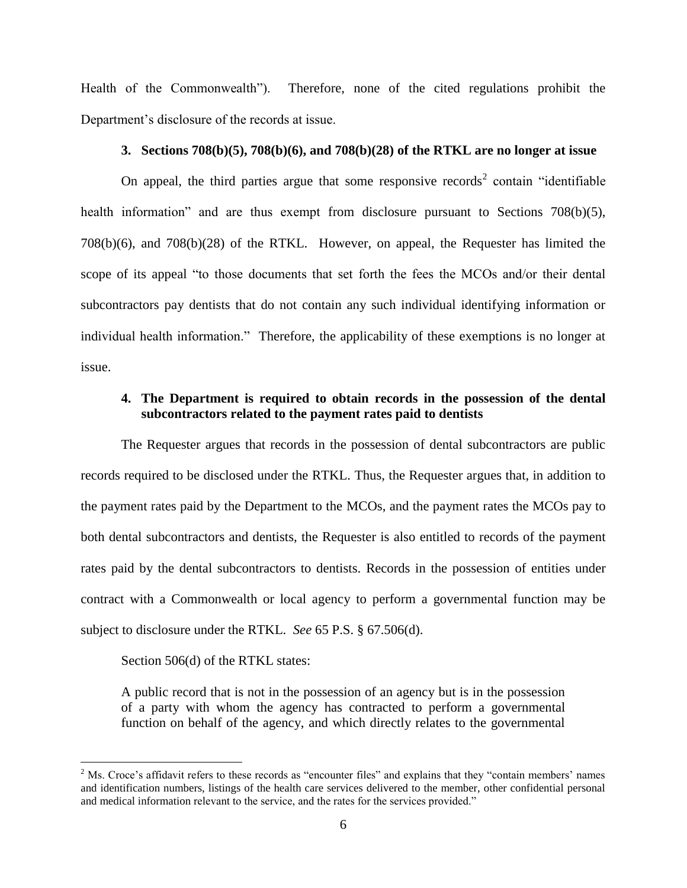Health of the Commonwealth"). Therefore, none of the cited regulations prohibit the Department's disclosure of the records at issue.

### 3. Sections 708(b)(5), 708(b)(6), and 708(b)(28) of the RTKL are no longer at issue

On appeal, the third parties argue that some responsive records[2] contain "identifiable health information" and are thus exempt from disclosure pursuant to Sections 708(b)(5), 708(b)(6), and 708(b)(28) of the RTKL. However, on appeal, the Requester has limited the scope of its appeal "to those documents that set forth the fees the MCOs and/or their dental subcontractors pay dentists that do not contain any such individual identifying information or individual health information." Therefore, the applicability of these exemptions is no longer at issue.

### 4. The Department is required to obtain records in the possession of the dental subcontractors related to the payment rates paid to dentists

The Requester argues that records in the possession of dental subcontractors are public records required to be disclosed under the RTKL. Thus, the Requester argues that, in addition to the payment rates paid by the Department to the MCOs, and the payment rates the MCOs pay to both dental subcontractors and dentists, the Requester is also entitled to records of the payment rates paid by the dental subcontractors to dentists. Records in the possession of entities under contract with a Commonwealth or local agency to perform a governmental function may be subject to disclosure under the RTKL. *See* 65 P.S. § 67.506(d).

Section 506(d) of the RTKL states:

> A public record that is not in the possession of an agency but is in the possession of a party with whom the agency has contracted to perform a governmental function on behalf of the agency, and which directly relates to the governmental

[2] Ms. Croce's affidavit refers to these records as "encounter files" and explains that they "contain members' names and identification numbers, listings of the health care services delivered to the member, other confidential personal and medical information relevant to the service, and the rates for the services provided."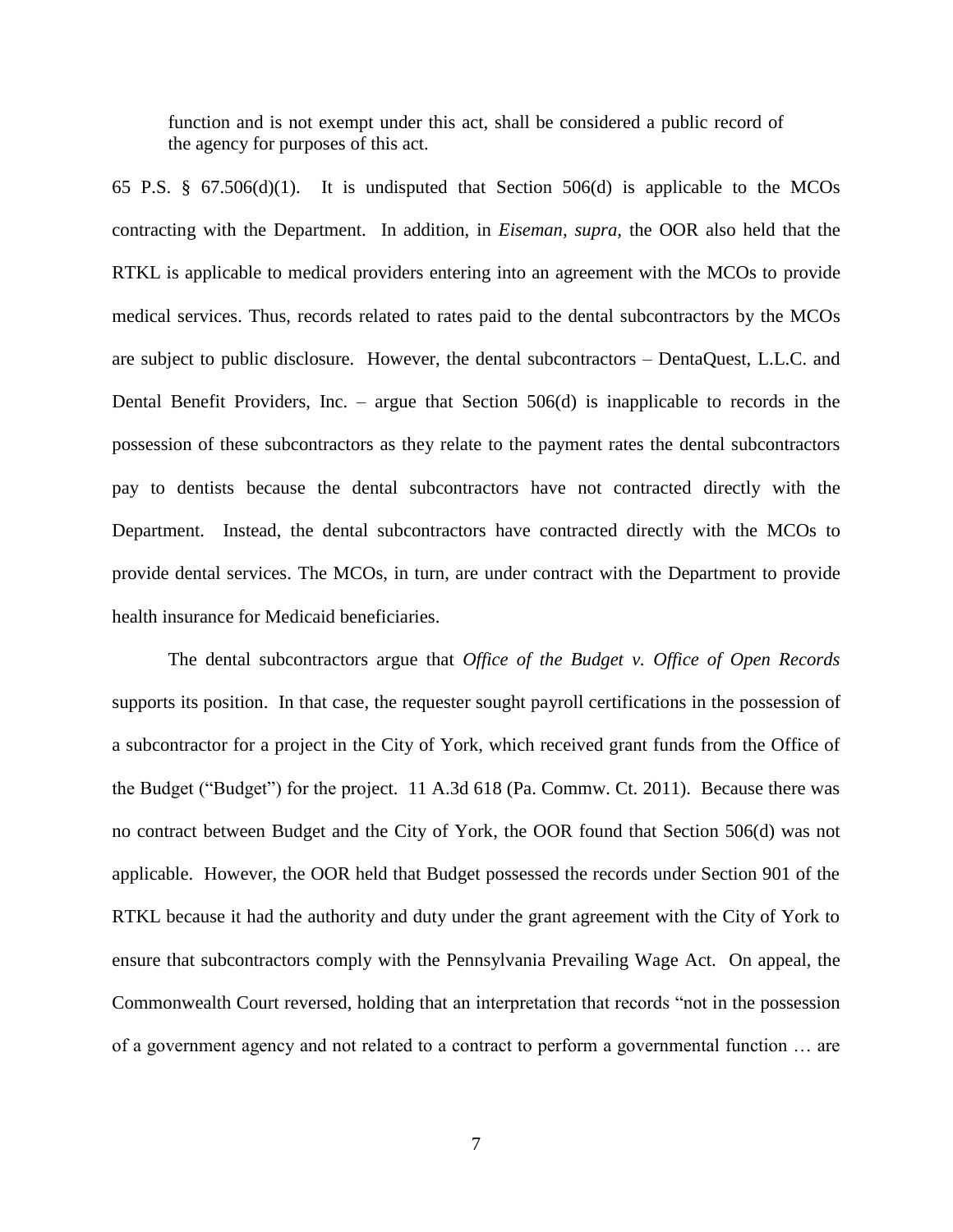> function and is not exempt under this act, shall be considered a public record of the agency for purposes of this act.

65 P.S. § 67.506(d)(1). It is undisputed that Section 506(d) is applicable to the MCOs contracting with the Department. In addition, in *Eiseman, supra,* the OOR also held that the RTKL is applicable to medical providers entering into an agreement with the MCOs to provide medical services. Thus, records related to rates paid to the dental subcontractors by the MCOs are subject to public disclosure. However, the dental subcontractors – DentaQuest, L.L.C. and Dental Benefit Providers, Inc. – argue that Section 506(d) is inapplicable to records in the possession of these subcontractors as they relate to the payment rates the dental subcontractors pay to dentists because the dental subcontractors have not contracted directly with the Department. Instead, the dental subcontractors have contracted directly with the MCOs to provide dental services. The MCOs, in turn, are under contract with the Department to provide health insurance for Medicaid beneficiaries.

The dental subcontractors argue that *Office of the Budget v. Office of Open Records* supports its position. In that case, the requester sought payroll certifications in the possession of a subcontractor for a project in the City of York, which received grant funds from the Office of the Budget ("Budget") for the project. 11 A.3d 618 (Pa. Commw. Ct. 2011). Because there was no contract between Budget and the City of York, the OOR found that Section 506(d) was not applicable. However, the OOR held that Budget possessed the records under Section 901 of the RTKL because it had the authority and duty under the grant agreement with the City of York to ensure that subcontractors comply with the Pennsylvania Prevailing Wage Act. On appeal, the Commonwealth Court reversed, holding that an interpretation that records "not in the possession of a government agency and not related to a contract to perform a governmental function … are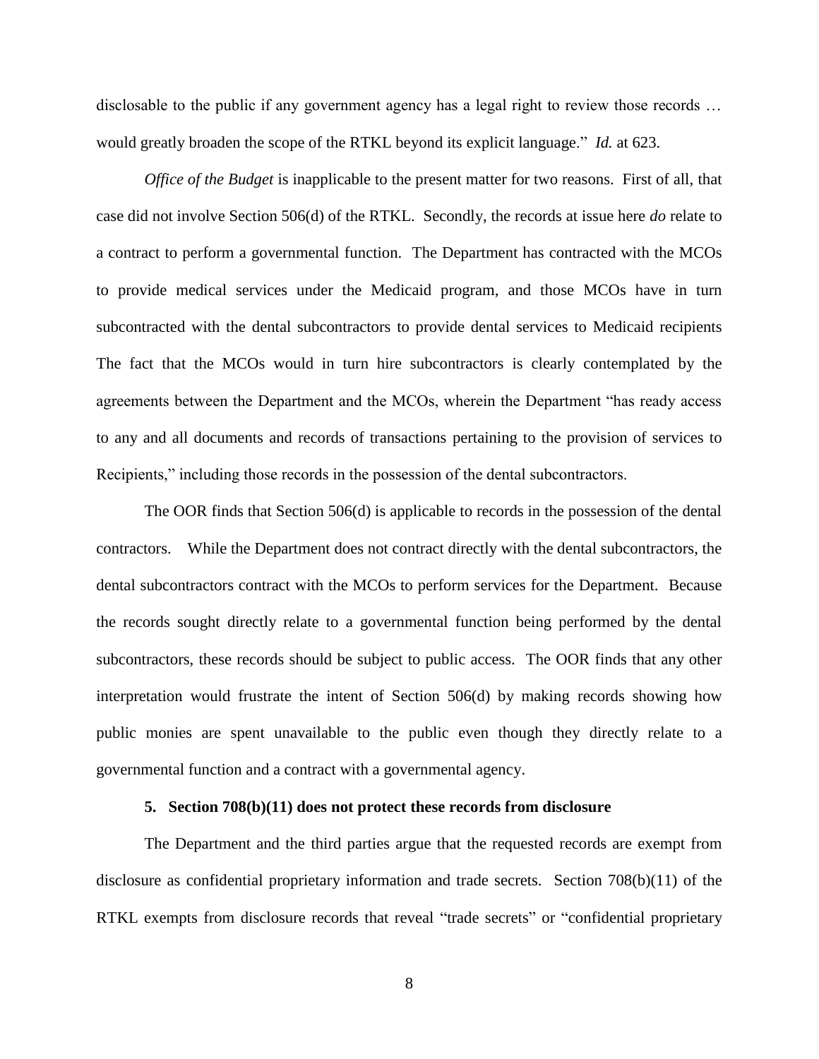disclosable to the public if any government agency has a legal right to review those records … would greatly broaden the scope of the RTKL beyond its explicit language." *Id.* at 623.

*Office of the Budget* is inapplicable to the present matter for two reasons. First of all, that case did not involve Section 506(d) of the RTKL. Secondly, the records at issue here *do* relate to a contract to perform a governmental function. The Department has contracted with the MCOs to provide medical services under the Medicaid program, and those MCOs have in turn subcontracted with the dental subcontractors to provide dental services to Medicaid recipients The fact that the MCOs would in turn hire subcontractors is clearly contemplated by the agreements between the Department and the MCOs, wherein the Department "has ready access to any and all documents and records of transactions pertaining to the provision of services to Recipients," including those records in the possession of the dental subcontractors.

The OOR finds that Section 506(d) is applicable to records in the possession of the dental contractors. While the Department does not contract directly with the dental subcontractors, the dental subcontractors contract with the MCOs to perform services for the Department. Because the records sought directly relate to a governmental function being performed by the dental subcontractors, these records should be subject to public access. The OOR finds that any other interpretation would frustrate the intent of Section 506(d) by making records showing how public monies are spent unavailable to the public even though they directly relate to a governmental function and a contract with a governmental agency.

**5. Section 708(b)(11) does not protect these records from disclosure**

The Department and the third parties argue that the requested records are exempt from disclosure as confidential proprietary information and trade secrets. Section 708(b)(11) of the RTKL exempts from disclosure records that reveal "trade secrets" or "confidential proprietary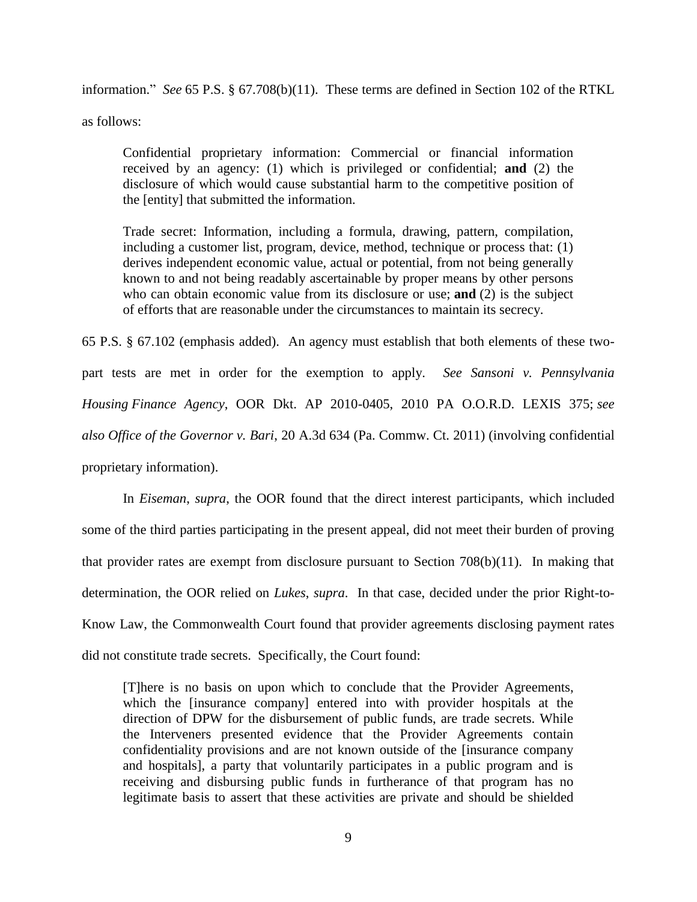information." *See* 65 P.S. § 67.708(b)(11). These terms are defined in Section 102 of the RTKL as follows:

> Confidential proprietary information: Commercial or financial information received by an agency: (1) which is privileged or confidential; **and** (2) the disclosure of which would cause substantial harm to the competitive position of the [entity] that submitted the information.
>
> Trade secret: Information, including a formula, drawing, pattern, compilation, including a customer list, program, device, method, technique or process that: (1) derives independent economic value, actual or potential, from not being generally known to and not being readably ascertainable by proper means by other persons who can obtain economic value from its disclosure or use; **and** (2) is the subject of efforts that are reasonable under the circumstances to maintain its secrecy.

65 P.S. § 67.102 (emphasis added). An agency must establish that both elements of these two-part tests are met in order for the exemption to apply. *See Sansoni v. Pennsylvania Housing Finance Agency*, OOR Dkt. AP 2010-0405, 2010 PA O.O.R.D. LEXIS 375; *see also Office of the Governor v. Bari*, 20 A.3d 634 (Pa. Commw. Ct. 2011) (involving confidential proprietary information).

In *Eiseman*, *supra*, the OOR found that the direct interest participants, which included some of the third parties participating in the present appeal, did not meet their burden of proving that provider rates are exempt from disclosure pursuant to Section 708(b)(11). In making that determination, the OOR relied on *Lukes*, *supra*. In that case, decided under the prior Right-to-Know Law, the Commonwealth Court found that provider agreements disclosing payment rates did not constitute trade secrets. Specifically, the Court found:

> [T]here is no basis on upon which to conclude that the Provider Agreements, which the [insurance company] entered into with provider hospitals at the direction of DPW for the disbursement of public funds, are trade secrets. While the Interveners presented evidence that the Provider Agreements contain confidentiality provisions and are not known outside of the [insurance company and hospitals], a party that voluntarily participates in a public program and is receiving and disbursing public funds in furtherance of that program has no legitimate basis to assert that these activities are private and should be shielded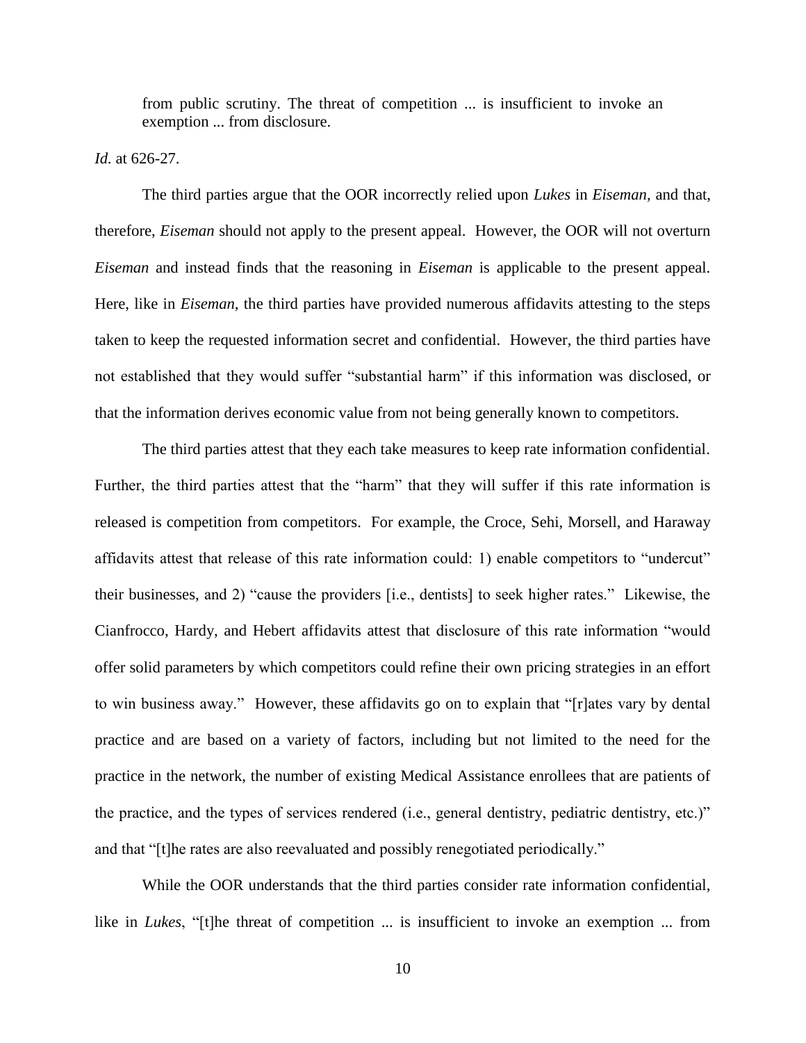> from public scrutiny. The threat of competition ... is insufficient to invoke an exemption ... from disclosure.

*Id.* at 626-27.

The third parties argue that the OOR incorrectly relied upon *Lukes* in *Eiseman,* and that, therefore, *Eiseman* should not apply to the present appeal. However, the OOR will not overturn *Eiseman* and instead finds that the reasoning in *Eiseman* is applicable to the present appeal. Here, like in *Eiseman*, the third parties have provided numerous affidavits attesting to the steps taken to keep the requested information secret and confidential. However, the third parties have not established that they would suffer "substantial harm" if this information was disclosed, or that the information derives economic value from not being generally known to competitors.

The third parties attest that they each take measures to keep rate information confidential. Further, the third parties attest that the "harm" that they will suffer if this rate information is released is competition from competitors. For example, the Croce, Sehi, Morsell, and Haraway affidavits attest that release of this rate information could: 1) enable competitors to "undercut" their businesses, and 2) "cause the providers [i.e., dentists] to seek higher rates." Likewise, the Cianfrocco, Hardy, and Hebert affidavits attest that disclosure of this rate information "would offer solid parameters by which competitors could refine their own pricing strategies in an effort to win business away." However, these affidavits go on to explain that "[r]ates vary by dental practice and are based on a variety of factors, including but not limited to the need for the practice in the network, the number of existing Medical Assistance enrollees that are patients of the practice, and the types of services rendered (i.e., general dentistry, pediatric dentistry, etc.)" and that "[t]he rates are also reevaluated and possibly renegotiated periodically."

While the OOR understands that the third parties consider rate information confidential, like in *Lukes*, "[t]he threat of competition ... is insufficient to invoke an exemption ... from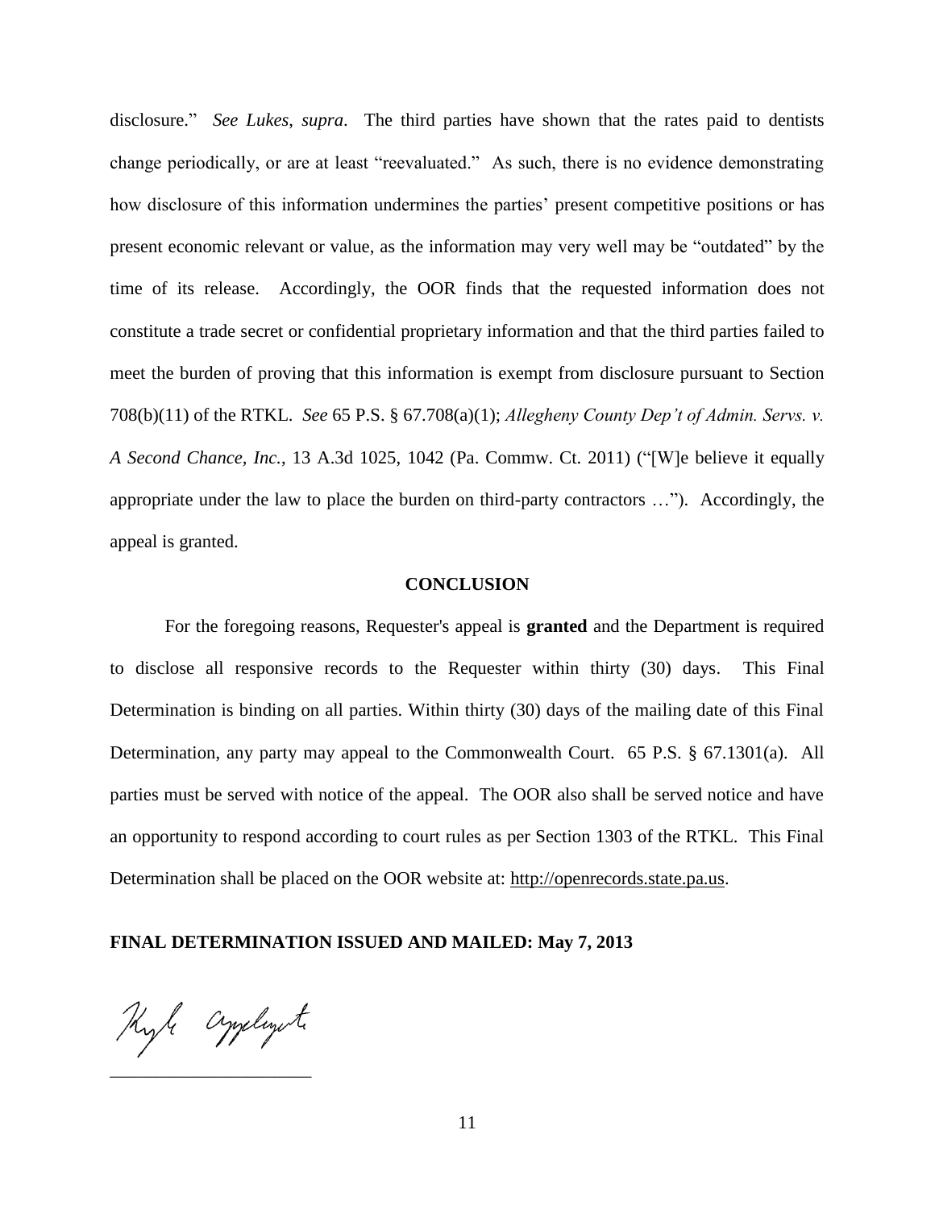disclosure." *See Lukes*, *supra*. The third parties have shown that the rates paid to dentists change periodically, or are at least "reevaluated." As such, there is no evidence demonstrating how disclosure of this information undermines the parties' present competitive positions or has present economic relevant or value, as the information may very well may be "outdated" by the time of its release. Accordingly, the OOR finds that the requested information does not constitute a trade secret or confidential proprietary information and that the third parties failed to meet the burden of proving that this information is exempt from disclosure pursuant to Section 708(b)(11) of the RTKL. *See* 65 P.S. § 67.708(a)(1); *Allegheny County Dep't of Admin. Servs. v. A Second Chance, Inc.*, 13 A.3d 1025, 1042 (Pa. Commw. Ct. 2011) ("[W]e believe it equally appropriate under the law to place the burden on third-party contractors …"). Accordingly, the appeal is granted.

## CONCLUSION

For the foregoing reasons, Requester's appeal is **granted** and the Department is required to disclose all responsive records to the Requester within thirty (30) days. This Final Determination is binding on all parties. Within thirty (30) days of the mailing date of this Final Determination, any party may appeal to the Commonwealth Court. 65 P.S. § 67.1301(a). All parties must be served with notice of the appeal. The OOR also shall be served notice and have an opportunity to respond according to court rules as per Section 1303 of the RTKL. This Final Determination shall be placed on the OOR website at: http://openrecords.state.pa.us.

**FINAL DETERMINATION ISSUED AND MAILED: May 7, 2013**

Kyle Applegate

\_\_\_\_\_\_\_\_\_\_\_\_\_\_\_\_\_\_\_\_\_\_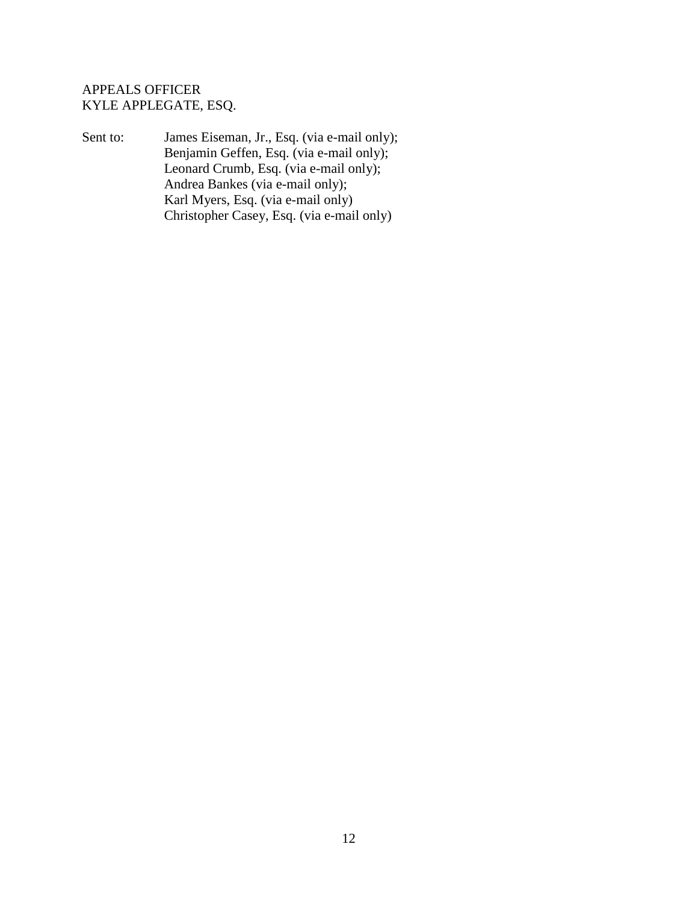APPEALS OFFICER
KYLE APPLEGATE, ESQ.

Sent to: James Eiseman, Jr., Esq. (via e-mail only);
Benjamin Geffen, Esq. (via e-mail only);
Leonard Crumb, Esq. (via e-mail only);
Andrea Bankes (via e-mail only);
Karl Myers, Esq. (via e-mail only)
Christopher Casey, Esq. (via e-mail only)